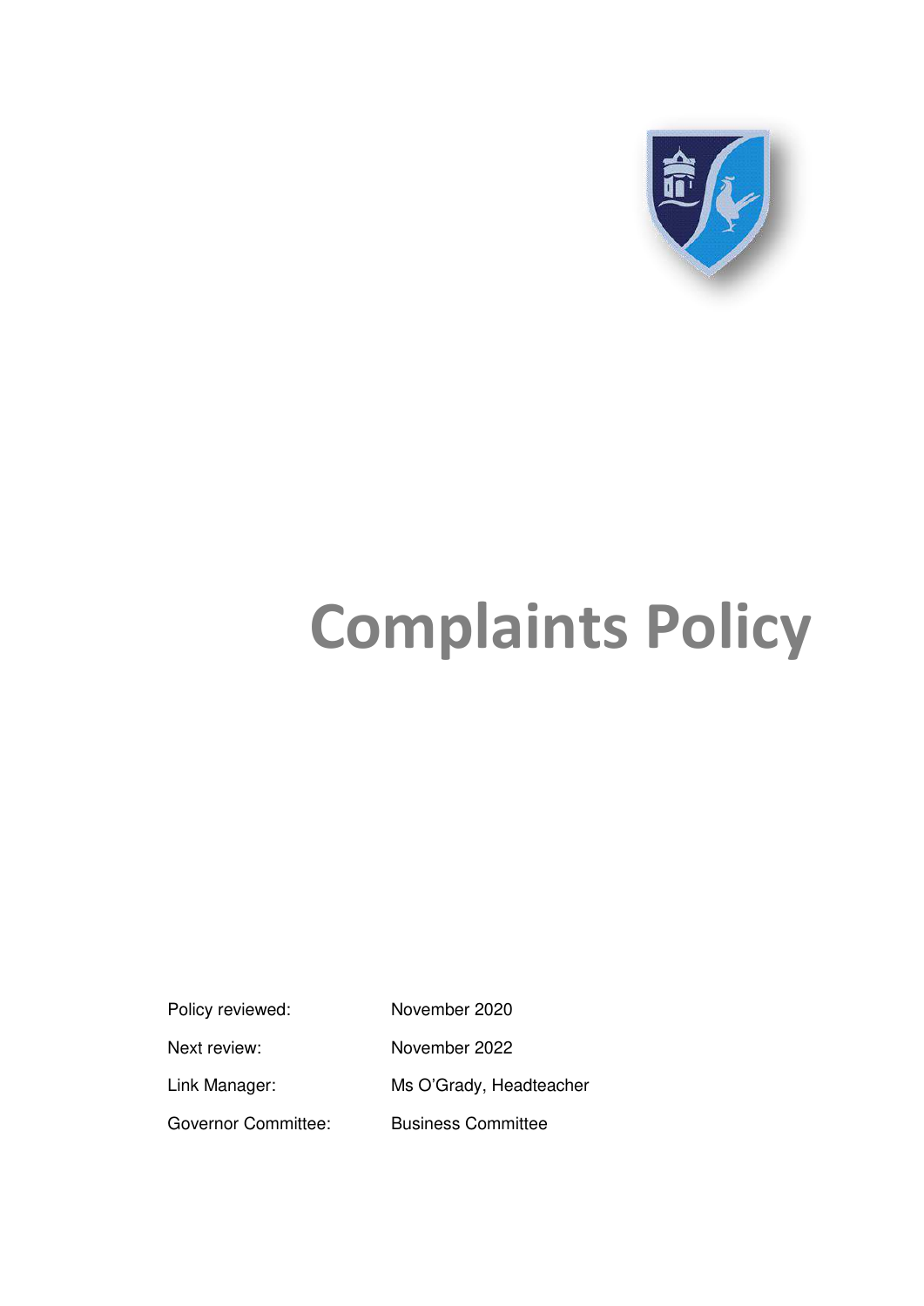# Complaints Policy

| | |
|---|---|
| Policy reviewed: | November 2020 |
| Next review: | November 2022 |
| Link Manager: | Ms O'Grady, Headteacher |
| Governor Committee: | Business Committee |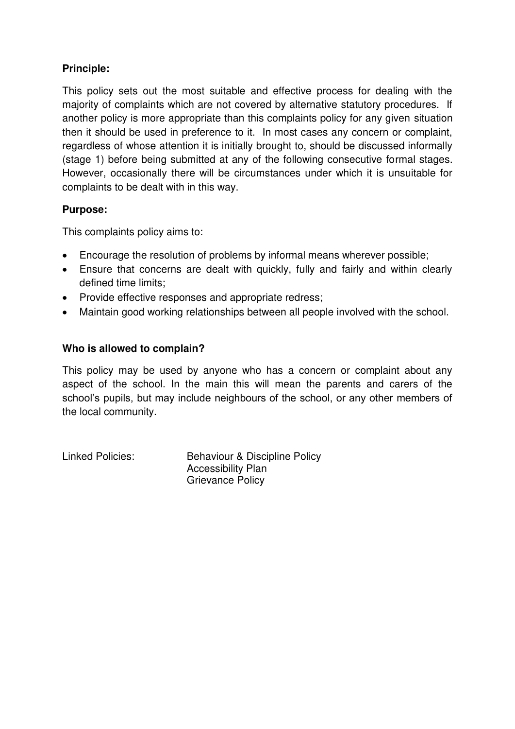**Principle:**

This policy sets out the most suitable and effective process for dealing with the majority of complaints which are not covered by alternative statutory procedures. If another policy is more appropriate than this complaints policy for any given situation then it should be used in preference to it. In most cases any concern or complaint, regardless of whose attention it is initially brought to, should be discussed informally (stage 1) before being submitted at any of the following consecutive formal stages. However, occasionally there will be circumstances under which it is unsuitable for complaints to be dealt with in this way.

**Purpose:**

This complaints policy aims to:

- Encourage the resolution of problems by informal means wherever possible;
- Ensure that concerns are dealt with quickly, fully and fairly and within clearly defined time limits;
- Provide effective responses and appropriate redress;
- Maintain good working relationships between all people involved with the school.

**Who is allowed to complain?**

This policy may be used by anyone who has a concern or complaint about any aspect of the school. In the main this will mean the parents and carers of the school's pupils, but may include neighbours of the school, or any other members of the local community.

Linked Policies: Behaviour & Discipline Policy
Accessibility Plan
Grievance Policy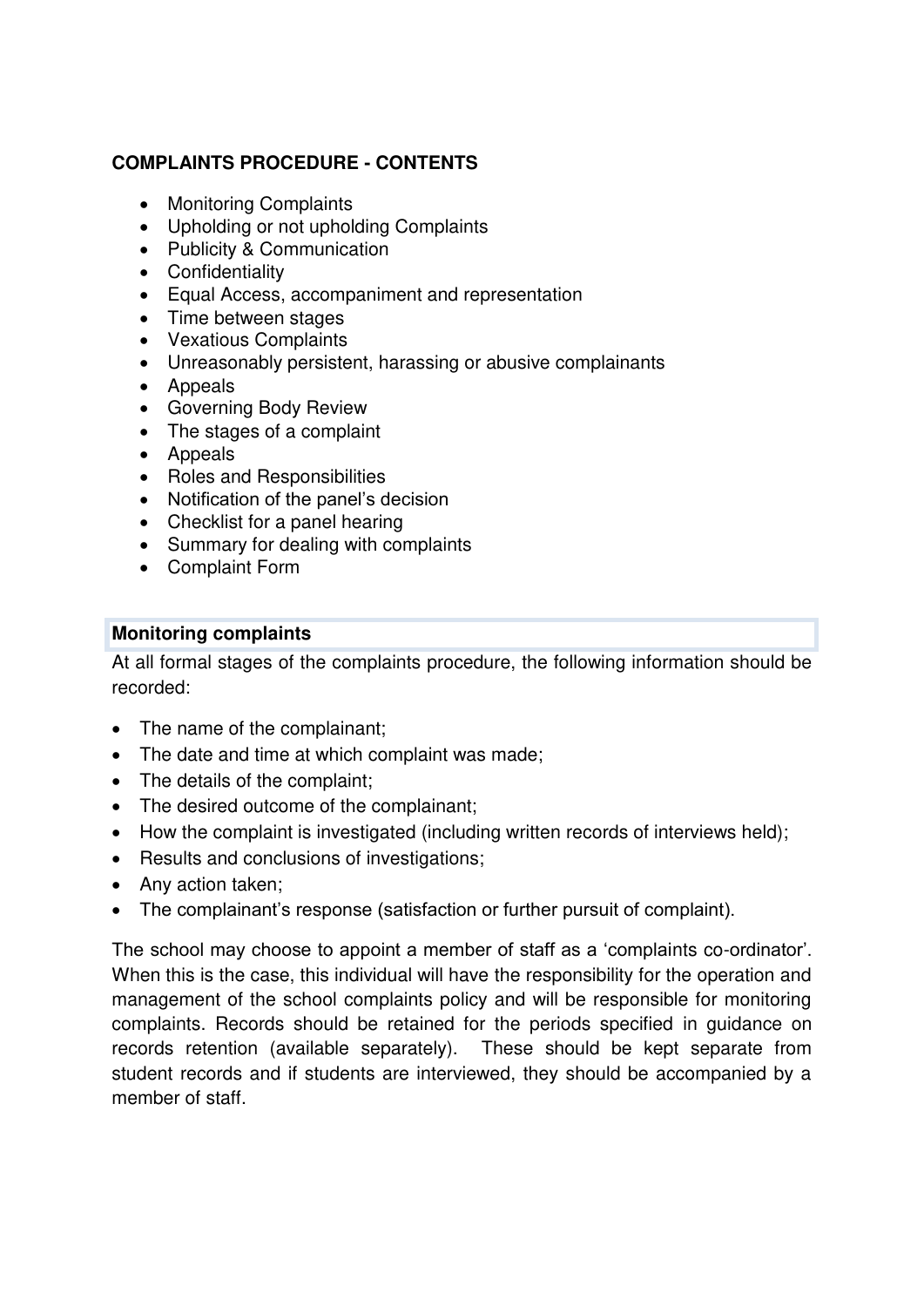**COMPLAINTS PROCEDURE - CONTENTS**

- Monitoring Complaints
- Upholding or not upholding Complaints
- Publicity & Communication
- Confidentiality
- Equal Access, accompaniment and representation
- Time between stages
- Vexatious Complaints
- Unreasonably persistent, harassing or abusive complainants
- Appeals
- Governing Body Review
- The stages of a complaint
- Appeals
- Roles and Responsibilities
- Notification of the panel's decision
- Checklist for a panel hearing
- Summary for dealing with complaints
- Complaint Form

**Monitoring complaints**

At all formal stages of the complaints procedure, the following information should be recorded:

- The name of the complainant;
- The date and time at which complaint was made;
- The details of the complaint;
- The desired outcome of the complainant;
- How the complaint is investigated (including written records of interviews held);
- Results and conclusions of investigations;
- Any action taken;
- The complainant's response (satisfaction or further pursuit of complaint).

The school may choose to appoint a member of staff as a 'complaints co-ordinator'. When this is the case, this individual will have the responsibility for the operation and management of the school complaints policy and will be responsible for monitoring complaints. Records should be retained for the periods specified in guidance on records retention (available separately). These should be kept separate from student records and if students are interviewed, they should be accompanied by a member of staff.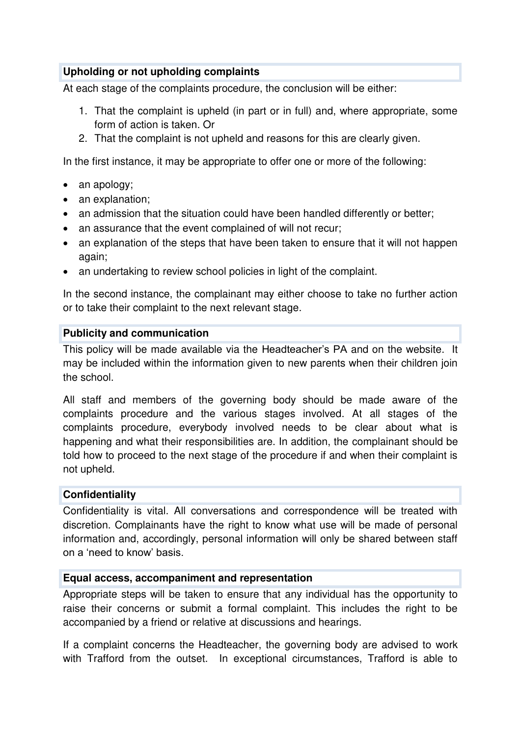### Upholding or not upholding complaints

At each stage of the complaints procedure, the conclusion will be either:

1. That the complaint is upheld (in part or in full) and, where appropriate, some form of action is taken. Or
2. That the complaint is not upheld and reasons for this are clearly given.

In the first instance, it may be appropriate to offer one or more of the following:

- an apology;
- an explanation;
- an admission that the situation could have been handled differently or better;
- an assurance that the event complained of will not recur;
- an explanation of the steps that have been taken to ensure that it will not happen again;
- an undertaking to review school policies in light of the complaint.

In the second instance, the complainant may either choose to take no further action or to take their complaint to the next relevant stage.

### Publicity and communication

This policy will be made available via the Headteacher's PA and on the website. It may be included within the information given to new parents when their children join the school.

All staff and members of the governing body should be made aware of the complaints procedure and the various stages involved. At all stages of the complaints procedure, everybody involved needs to be clear about what is happening and what their responsibilities are. In addition, the complainant should be told how to proceed to the next stage of the procedure if and when their complaint is not upheld.

### Confidentiality

Confidentiality is vital. All conversations and correspondence will be treated with discretion. Complainants have the right to know what use will be made of personal information and, accordingly, personal information will only be shared between staff on a 'need to know' basis.

### Equal access, accompaniment and representation

Appropriate steps will be taken to ensure that any individual has the opportunity to raise their concerns or submit a formal complaint. This includes the right to be accompanied by a friend or relative at discussions and hearings.

If a complaint concerns the Headteacher, the governing body are advised to work with Trafford from the outset. In exceptional circumstances, Trafford is able to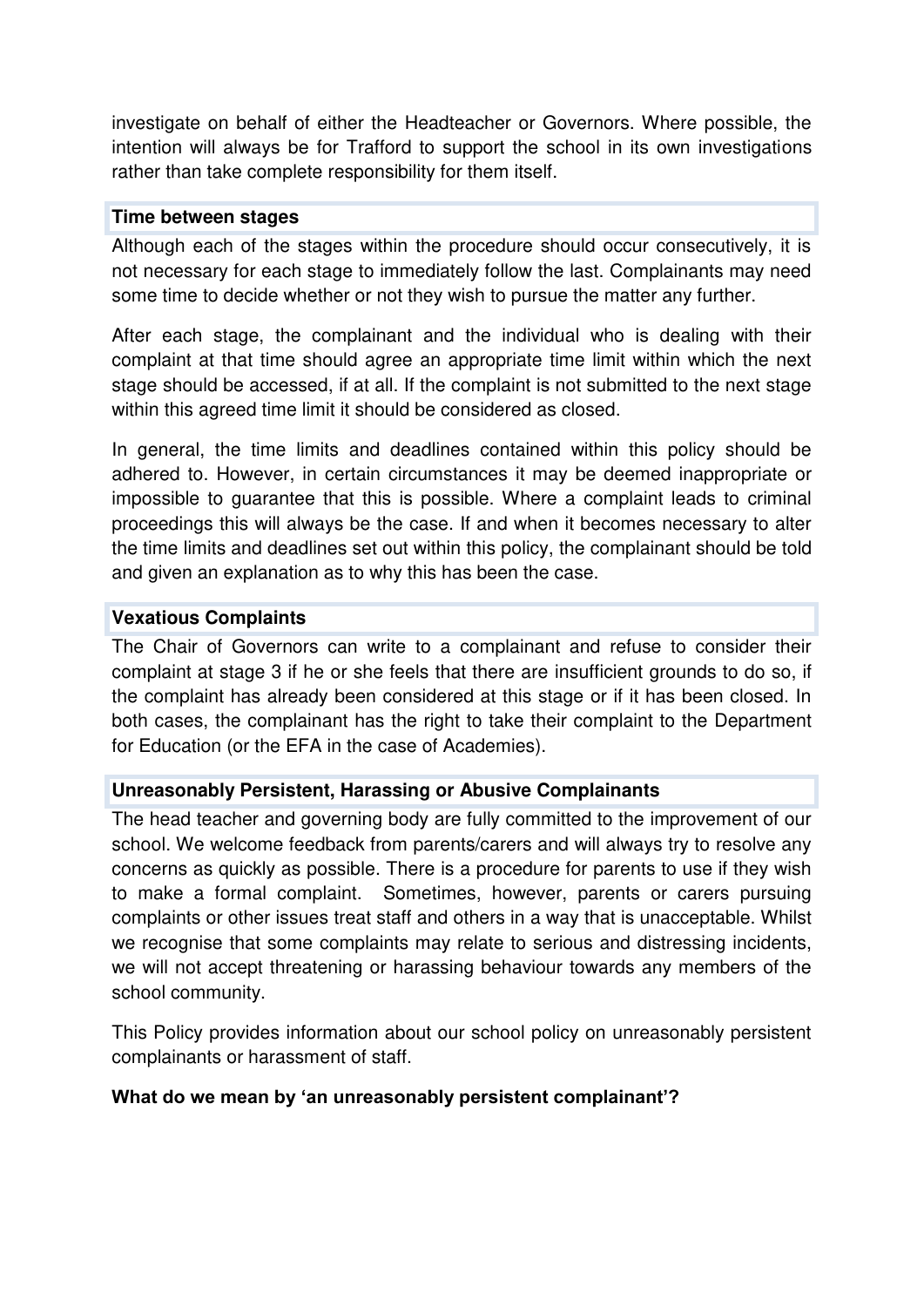investigate on behalf of either the Headteacher or Governors. Where possible, the intention will always be for Trafford to support the school in its own investigations rather than take complete responsibility for them itself.

### Time between stages

Although each of the stages within the procedure should occur consecutively, it is not necessary for each stage to immediately follow the last. Complainants may need some time to decide whether or not they wish to pursue the matter any further.

After each stage, the complainant and the individual who is dealing with their complaint at that time should agree an appropriate time limit within which the next stage should be accessed, if at all. If the complaint is not submitted to the next stage within this agreed time limit it should be considered as closed.

In general, the time limits and deadlines contained within this policy should be adhered to. However, in certain circumstances it may be deemed inappropriate or impossible to guarantee that this is possible. Where a complaint leads to criminal proceedings this will always be the case. If and when it becomes necessary to alter the time limits and deadlines set out within this policy, the complainant should be told and given an explanation as to why this has been the case.

### Vexatious Complaints

The Chair of Governors can write to a complainant and refuse to consider their complaint at stage 3 if he or she feels that there are insufficient grounds to do so, if the complaint has already been considered at this stage or if it has been closed. In both cases, the complainant has the right to take their complaint to the Department for Education (or the EFA in the case of Academies).

### Unreasonably Persistent, Harassing or Abusive Complainants

The head teacher and governing body are fully committed to the improvement of our school. We welcome feedback from parents/carers and will always try to resolve any concerns as quickly as possible. There is a procedure for parents to use if they wish to make a formal complaint. Sometimes, however, parents or carers pursuing complaints or other issues treat staff and others in a way that is unacceptable. Whilst we recognise that some complaints may relate to serious and distressing incidents, we will not accept threatening or harassing behaviour towards any members of the school community.

This Policy provides information about our school policy on unreasonably persistent complainants or harassment of staff.

**What do we mean by 'an unreasonably persistent complainant'?**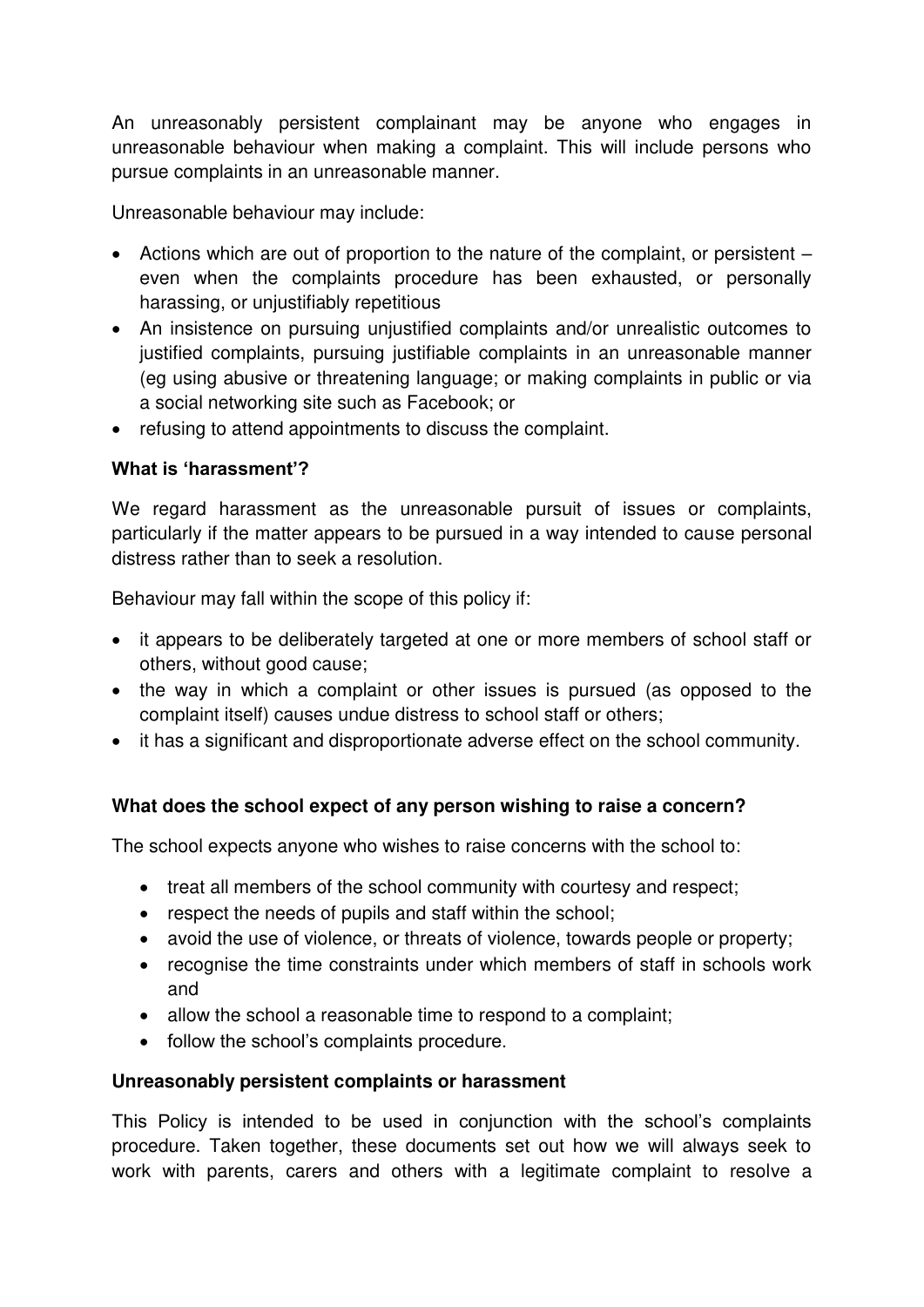An unreasonably persistent complainant may be anyone who engages in unreasonable behaviour when making a complaint. This will include persons who pursue complaints in an unreasonable manner.

Unreasonable behaviour may include:

- Actions which are out of proportion to the nature of the complaint, or persistent – even when the complaints procedure has been exhausted, or personally harassing, or unjustifiably repetitious
- An insistence on pursuing unjustified complaints and/or unrealistic outcomes to justified complaints, pursuing justifiable complaints in an unreasonable manner (eg using abusive or threatening language; or making complaints in public or via a social networking site such as Facebook; or
- refusing to attend appointments to discuss the complaint.

**What is 'harassment'?**

We regard harassment as the unreasonable pursuit of issues or complaints, particularly if the matter appears to be pursued in a way intended to cause personal distress rather than to seek a resolution.

Behaviour may fall within the scope of this policy if:

- it appears to be deliberately targeted at one or more members of school staff or others, without good cause;
- the way in which a complaint or other issues is pursued (as opposed to the complaint itself) causes undue distress to school staff or others;
- it has a significant and disproportionate adverse effect on the school community.

**What does the school expect of any person wishing to raise a concern?**

The school expects anyone who wishes to raise concerns with the school to:

- treat all members of the school community with courtesy and respect;
- respect the needs of pupils and staff within the school;
- avoid the use of violence, or threats of violence, towards people or property;
- recognise the time constraints under which members of staff in schools work and
- allow the school a reasonable time to respond to a complaint;
- follow the school's complaints procedure.

**Unreasonably persistent complaints or harassment**

This Policy is intended to be used in conjunction with the school's complaints procedure. Taken together, these documents set out how we will always seek to work with parents, carers and others with a legitimate complaint to resolve a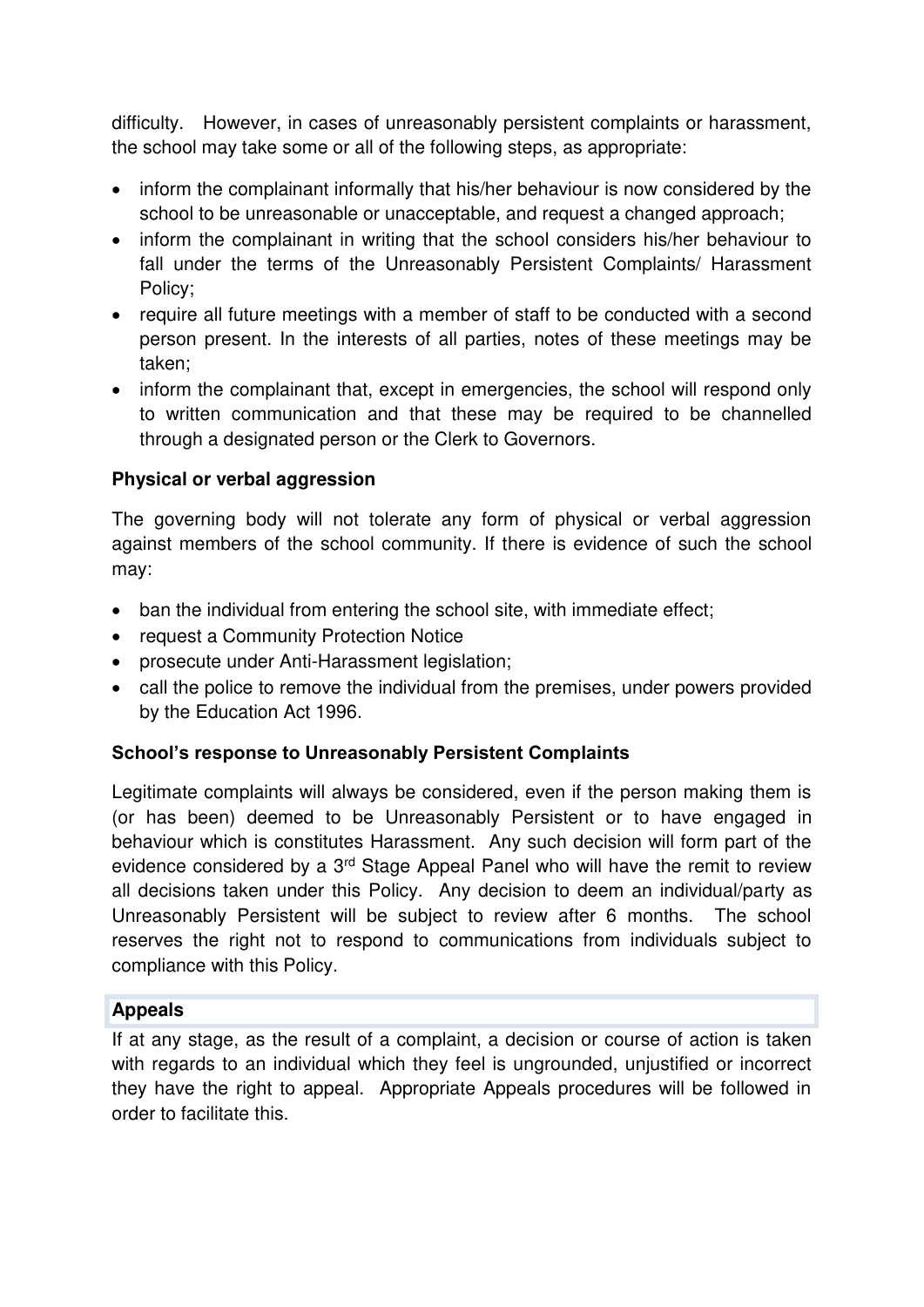difficulty. However, in cases of unreasonably persistent complaints or harassment, the school may take some or all of the following steps, as appropriate:

- inform the complainant informally that his/her behaviour is now considered by the school to be unreasonable or unacceptable, and request a changed approach;
- inform the complainant in writing that the school considers his/her behaviour to fall under the terms of the Unreasonably Persistent Complaints/ Harassment Policy;
- require all future meetings with a member of staff to be conducted with a second person present. In the interests of all parties, notes of these meetings may be taken;
- inform the complainant that, except in emergencies, the school will respond only to written communication and that these may be required to be channelled through a designated person or the Clerk to Governors.

**Physical or verbal aggression**

The governing body will not tolerate any form of physical or verbal aggression against members of the school community. If there is evidence of such the school may:

- ban the individual from entering the school site, with immediate effect;
- request a Community Protection Notice
- prosecute under Anti-Harassment legislation;
- call the police to remove the individual from the premises, under powers provided by the Education Act 1996.

**School's response to Unreasonably Persistent Complaints**

Legitimate complaints will always be considered, even if the person making them is (or has been) deemed to be Unreasonably Persistent or to have engaged in behaviour which is constitutes Harassment. Any such decision will form part of the evidence considered by a 3rd Stage Appeal Panel who will have the remit to review all decisions taken under this Policy. Any decision to deem an individual/party as Unreasonably Persistent will be subject to review after 6 months. The school reserves the right not to respond to communications from individuals subject to compliance with this Policy.

**Appeals**

If at any stage, as the result of a complaint, a decision or course of action is taken with regards to an individual which they feel is ungrounded, unjustified or incorrect they have the right to appeal. Appropriate Appeals procedures will be followed in order to facilitate this.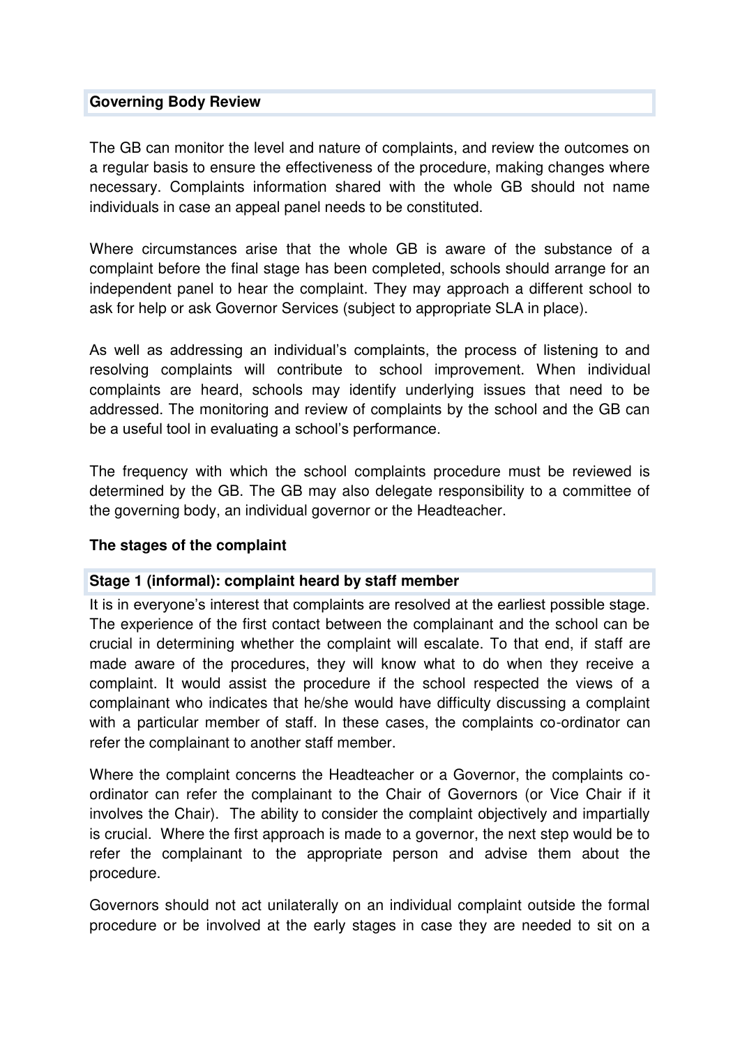## Governing Body Review

The GB can monitor the level and nature of complaints, and review the outcomes on a regular basis to ensure the effectiveness of the procedure, making changes where necessary. Complaints information shared with the whole GB should not name individuals in case an appeal panel needs to be constituted.

Where circumstances arise that the whole GB is aware of the substance of a complaint before the final stage has been completed, schools should arrange for an independent panel to hear the complaint. They may approach a different school to ask for help or ask Governor Services (subject to appropriate SLA in place).

As well as addressing an individual's complaints, the process of listening to and resolving complaints will contribute to school improvement. When individual complaints are heard, schools may identify underlying issues that need to be addressed. The monitoring and review of complaints by the school and the GB can be a useful tool in evaluating a school's performance.

The frequency with which the school complaints procedure must be reviewed is determined by the GB. The GB may also delegate responsibility to a committee of the governing body, an individual governor or the Headteacher.

## The stages of the complaint

### Stage 1 (informal): complaint heard by staff member

It is in everyone's interest that complaints are resolved at the earliest possible stage. The experience of the first contact between the complainant and the school can be crucial in determining whether the complaint will escalate. To that end, if staff are made aware of the procedures, they will know what to do when they receive a complaint. It would assist the procedure if the school respected the views of a complainant who indicates that he/she would have difficulty discussing a complaint with a particular member of staff. In these cases, the complaints co-ordinator can refer the complainant to another staff member.

Where the complaint concerns the Headteacher or a Governor, the complaints co-ordinator can refer the complainant to the Chair of Governors (or Vice Chair if it involves the Chair). The ability to consider the complaint objectively and impartially is crucial. Where the first approach is made to a governor, the next step would be to refer the complainant to the appropriate person and advise them about the procedure.

Governors should not act unilaterally on an individual complaint outside the formal procedure or be involved at the early stages in case they are needed to sit on a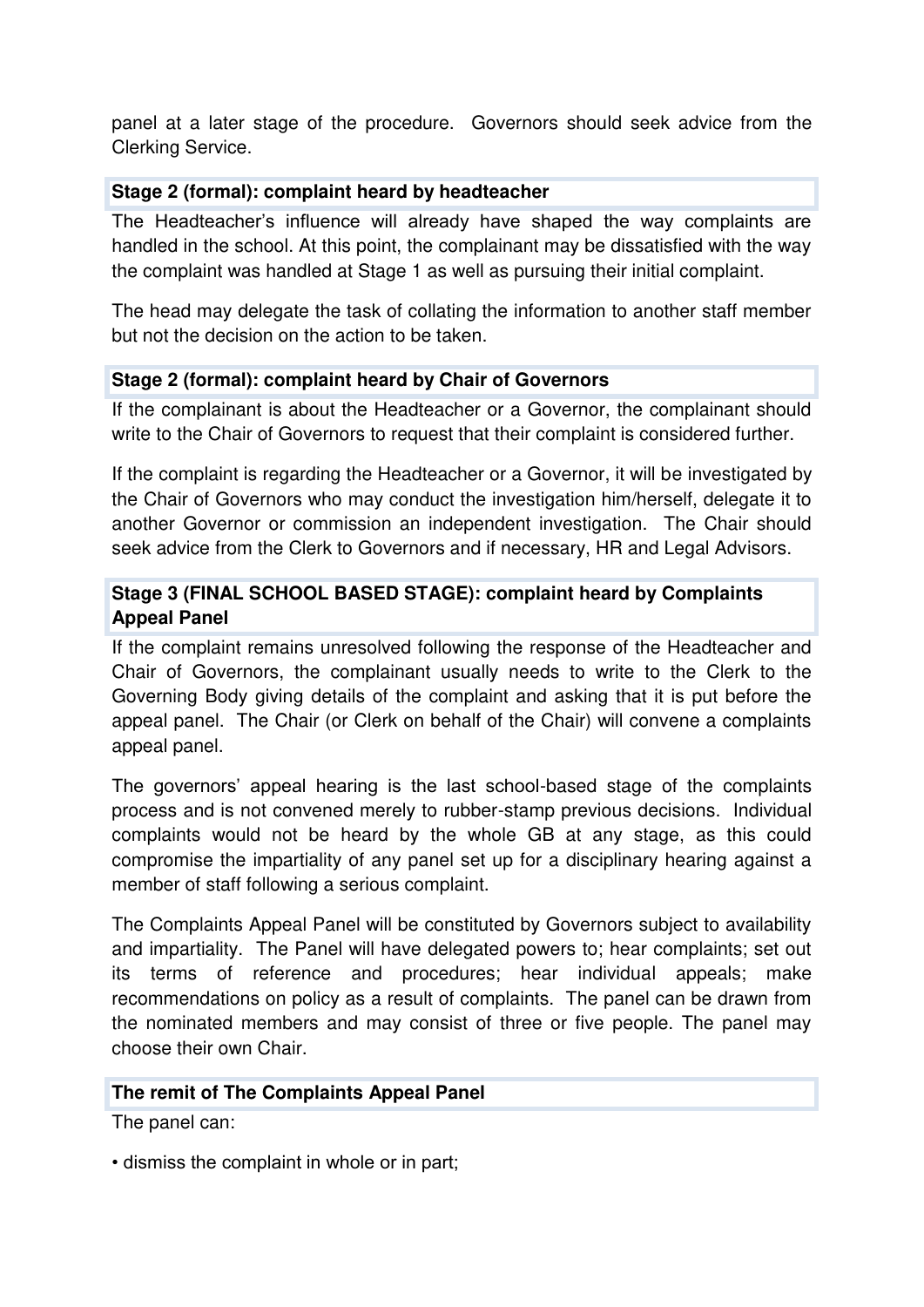panel at a later stage of the procedure. Governors should seek advice from the Clerking Service.

### Stage 2 (formal): complaint heard by headteacher

The Headteacher's influence will already have shaped the way complaints are handled in the school. At this point, the complainant may be dissatisfied with the way the complaint was handled at Stage 1 as well as pursuing their initial complaint.

The head may delegate the task of collating the information to another staff member but not the decision on the action to be taken.

### Stage 2 (formal): complaint heard by Chair of Governors

If the complainant is about the Headteacher or a Governor, the complainant should write to the Chair of Governors to request that their complaint is considered further.

If the complaint is regarding the Headteacher or a Governor, it will be investigated by the Chair of Governors who may conduct the investigation him/herself, delegate it to another Governor or commission an independent investigation. The Chair should seek advice from the Clerk to Governors and if necessary, HR and Legal Advisors.

### Stage 3 (FINAL SCHOOL BASED STAGE): complaint heard by Complaints Appeal Panel

If the complaint remains unresolved following the response of the Headteacher and Chair of Governors, the complainant usually needs to write to the Clerk to the Governing Body giving details of the complaint and asking that it is put before the appeal panel. The Chair (or Clerk on behalf of the Chair) will convene a complaints appeal panel.

The governors' appeal hearing is the last school-based stage of the complaints process and is not convened merely to rubber-stamp previous decisions. Individual complaints would not be heard by the whole GB at any stage, as this could compromise the impartiality of any panel set up for a disciplinary hearing against a member of staff following a serious complaint.

The Complaints Appeal Panel will be constituted by Governors subject to availability and impartiality. The Panel will have delegated powers to; hear complaints; set out its terms of reference and procedures; hear individual appeals; make recommendations on policy as a result of complaints. The panel can be drawn from the nominated members and may consist of three or five people. The panel may choose their own Chair.

### The remit of The Complaints Appeal Panel

The panel can:

- dismiss the complaint in whole or in part;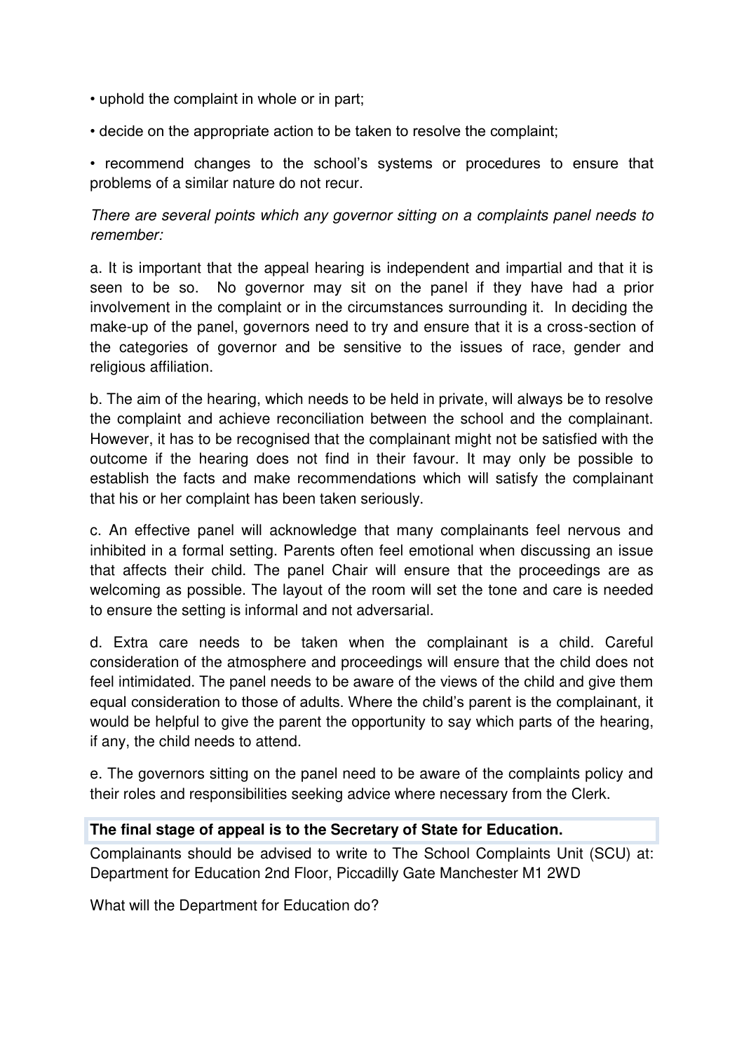- uphold the complaint in whole or in part;
- decide on the appropriate action to be taken to resolve the complaint;
- recommend changes to the school's systems or procedures to ensure that problems of a similar nature do not recur.

*There are several points which any governor sitting on a complaints panel needs to remember:*

a. It is important that the appeal hearing is independent and impartial and that it is seen to be so. No governor may sit on the panel if they have had a prior involvement in the complaint or in the circumstances surrounding it. In deciding the make-up of the panel, governors need to try and ensure that it is a cross-section of the categories of governor and be sensitive to the issues of race, gender and religious affiliation.

b. The aim of the hearing, which needs to be held in private, will always be to resolve the complaint and achieve reconciliation between the school and the complainant. However, it has to be recognised that the complainant might not be satisfied with the outcome if the hearing does not find in their favour. It may only be possible to establish the facts and make recommendations which will satisfy the complainant that his or her complaint has been taken seriously.

c. An effective panel will acknowledge that many complainants feel nervous and inhibited in a formal setting. Parents often feel emotional when discussing an issue that affects their child. The panel Chair will ensure that the proceedings are as welcoming as possible. The layout of the room will set the tone and care is needed to ensure the setting is informal and not adversarial.

d. Extra care needs to be taken when the complainant is a child. Careful consideration of the atmosphere and proceedings will ensure that the child does not feel intimidated. The panel needs to be aware of the views of the child and give them equal consideration to those of adults. Where the child's parent is the complainant, it would be helpful to give the parent the opportunity to say which parts of the hearing, if any, the child needs to attend.

e. The governors sitting on the panel need to be aware of the complaints policy and their roles and responsibilities seeking advice where necessary from the Clerk.

**The final stage of appeal is to the Secretary of State for Education.**

Complainants should be advised to write to The School Complaints Unit (SCU) at: Department for Education 2nd Floor, Piccadilly Gate Manchester M1 2WD

What will the Department for Education do?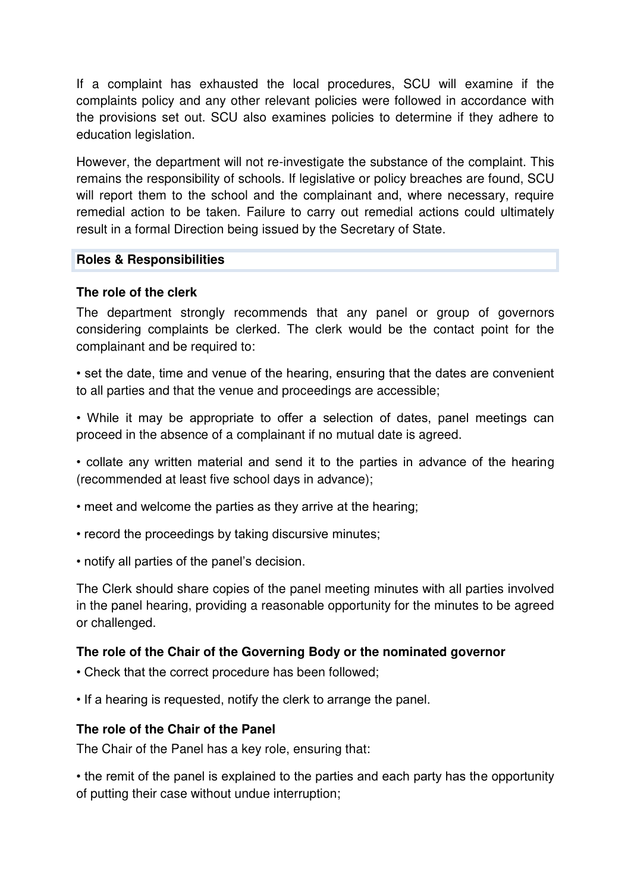If a complaint has exhausted the local procedures, SCU will examine if the complaints policy and any other relevant policies were followed in accordance with the provisions set out. SCU also examines policies to determine if they adhere to education legislation.

However, the department will not re-investigate the substance of the complaint. This remains the responsibility of schools. If legislative or policy breaches are found, SCU will report them to the school and the complainant and, where necessary, require remedial action to be taken. Failure to carry out remedial actions could ultimately result in a formal Direction being issued by the Secretary of State.

## Roles & Responsibilities

### The role of the clerk

The department strongly recommends that any panel or group of governors considering complaints be clerked. The clerk would be the contact point for the complainant and be required to:

- set the date, time and venue of the hearing, ensuring that the dates are convenient to all parties and that the venue and proceedings are accessible;
- While it may be appropriate to offer a selection of dates, panel meetings can proceed in the absence of a complainant if no mutual date is agreed.
- collate any written material and send it to the parties in advance of the hearing (recommended at least five school days in advance);
- meet and welcome the parties as they arrive at the hearing;
- record the proceedings by taking discursive minutes;
- notify all parties of the panel's decision.

The Clerk should share copies of the panel meeting minutes with all parties involved in the panel hearing, providing a reasonable opportunity for the minutes to be agreed or challenged.

### The role of the Chair of the Governing Body or the nominated governor

- Check that the correct procedure has been followed;
- If a hearing is requested, notify the clerk to arrange the panel.

### The role of the Chair of the Panel

The Chair of the Panel has a key role, ensuring that:

- the remit of the panel is explained to the parties and each party has the opportunity of putting their case without undue interruption;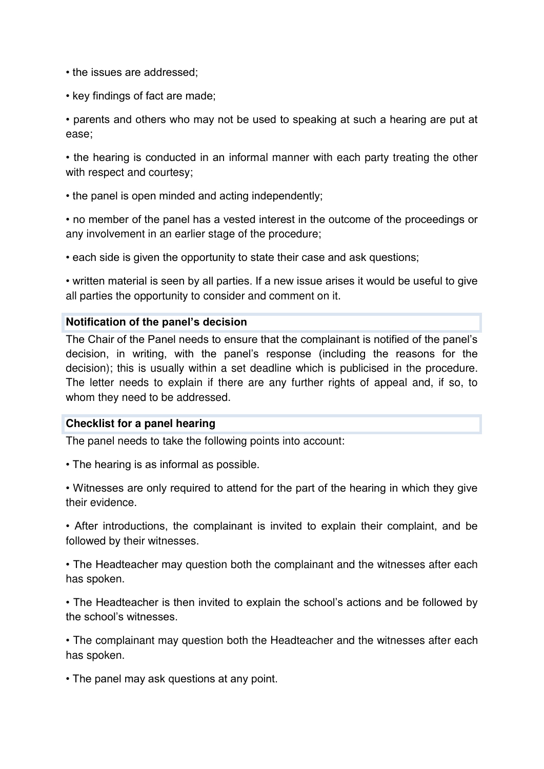- the issues are addressed;
- key findings of fact are made;
- parents and others who may not be used to speaking at such a hearing are put at ease;
- the hearing is conducted in an informal manner with each party treating the other with respect and courtesy;
- the panel is open minded and acting independently;
- no member of the panel has a vested interest in the outcome of the proceedings or any involvement in an earlier stage of the procedure;
- each side is given the opportunity to state their case and ask questions;
- written material is seen by all parties. If a new issue arises it would be useful to give all parties the opportunity to consider and comment on it.

### Notification of the panel's decision

The Chair of the Panel needs to ensure that the complainant is notified of the panel's decision, in writing, with the panel's response (including the reasons for the decision); this is usually within a set deadline which is publicised in the procedure. The letter needs to explain if there are any further rights of appeal and, if so, to whom they need to be addressed.

### Checklist for a panel hearing

The panel needs to take the following points into account:

- The hearing is as informal as possible.
- Witnesses are only required to attend for the part of the hearing in which they give their evidence.
- After introductions, the complainant is invited to explain their complaint, and be followed by their witnesses.
- The Headteacher may question both the complainant and the witnesses after each has spoken.
- The Headteacher is then invited to explain the school's actions and be followed by the school's witnesses.
- The complainant may question both the Headteacher and the witnesses after each has spoken.
- The panel may ask questions at any point.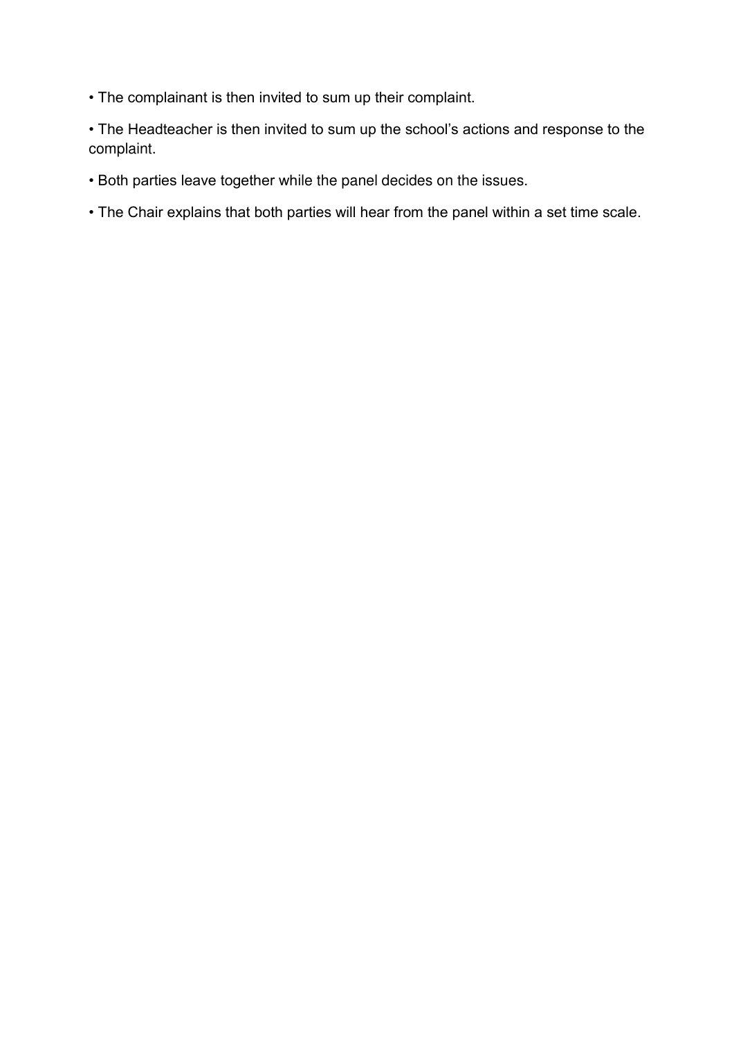- The complainant is then invited to sum up their complaint.
- The Headteacher is then invited to sum up the school's actions and response to the complaint.
- Both parties leave together while the panel decides on the issues.
- The Chair explains that both parties will hear from the panel within a set time scale.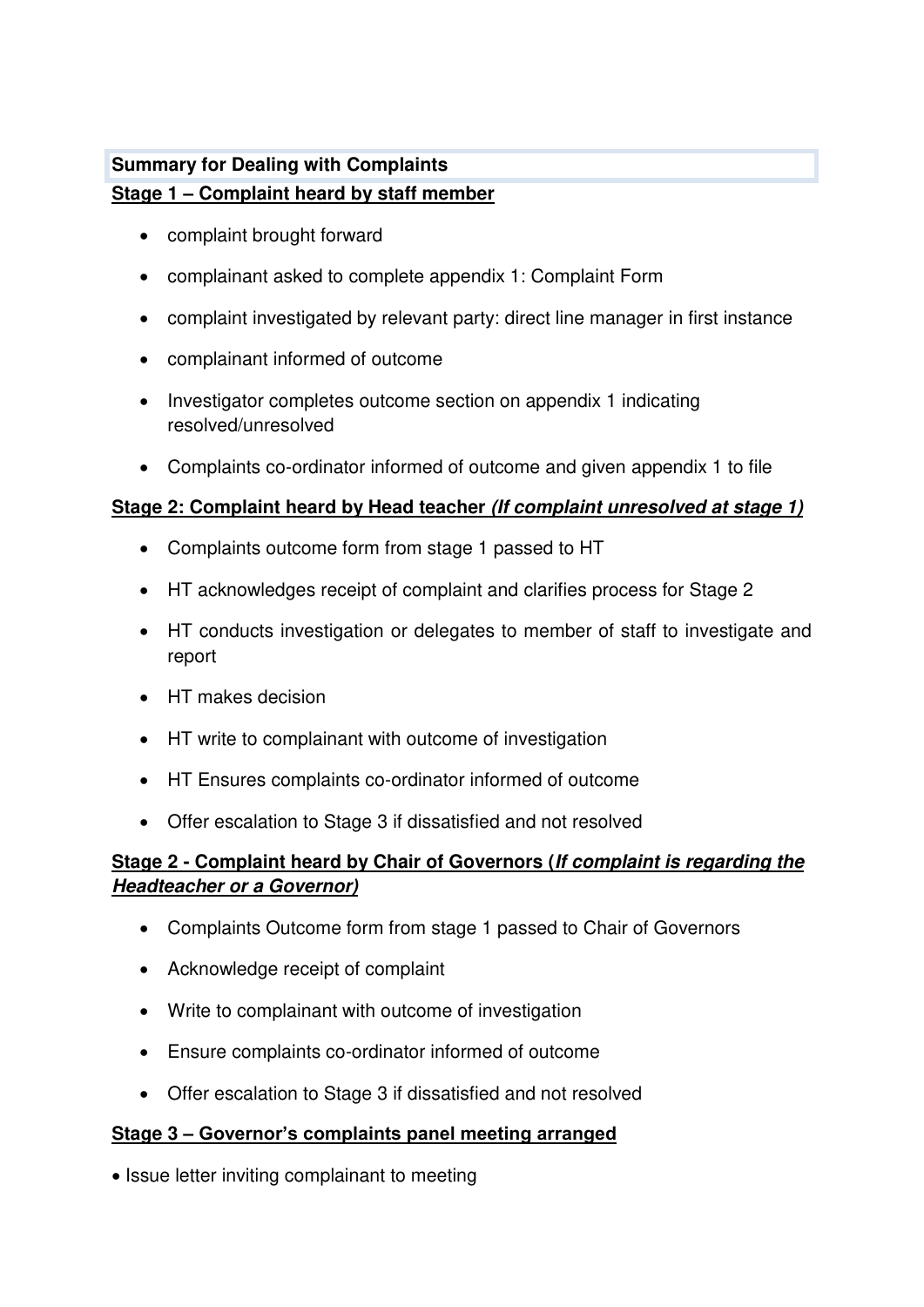**Summary for Dealing with Complaints**

**Stage 1 – Complaint heard by staff member**

- complaint brought forward
- complainant asked to complete appendix 1: Complaint Form
- complaint investigated by relevant party: direct line manager in first instance
- complainant informed of outcome
- Investigator completes outcome section on appendix 1 indicating resolved/unresolved
- Complaints co-ordinator informed of outcome and given appendix 1 to file

**Stage 2: Complaint heard by Head teacher *(If complaint unresolved at stage 1)***

- Complaints outcome form from stage 1 passed to HT
- HT acknowledges receipt of complaint and clarifies process for Stage 2
- HT conducts investigation or delegates to member of staff to investigate and report
- HT makes decision
- HT write to complainant with outcome of investigation
- HT Ensures complaints co-ordinator informed of outcome
- Offer escalation to Stage 3 if dissatisfied and not resolved

**Stage 2 - Complaint heard by Chair of Governors (*If complaint is regarding the Headteacher or a Governor)***

- Complaints Outcome form from stage 1 passed to Chair of Governors
- Acknowledge receipt of complaint
- Write to complainant with outcome of investigation
- Ensure complaints co-ordinator informed of outcome
- Offer escalation to Stage 3 if dissatisfied and not resolved

**Stage 3 – Governor's complaints panel meeting arranged**

- Issue letter inviting complainant to meeting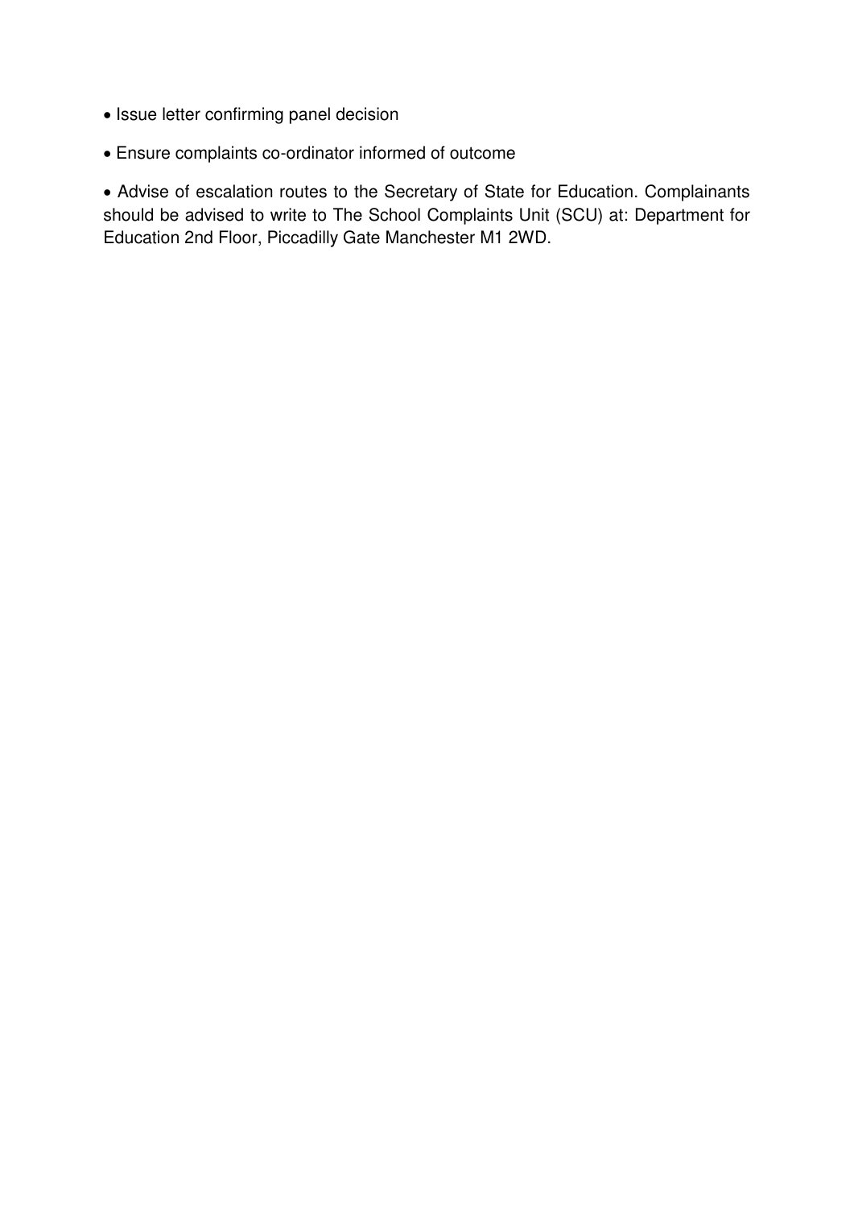- Issue letter confirming panel decision

- Ensure complaints co-ordinator informed of outcome

- Advise of escalation routes to the Secretary of State for Education. Complainants should be advised to write to The School Complaints Unit (SCU) at: Department for Education 2nd Floor, Piccadilly Gate Manchester M1 2WD.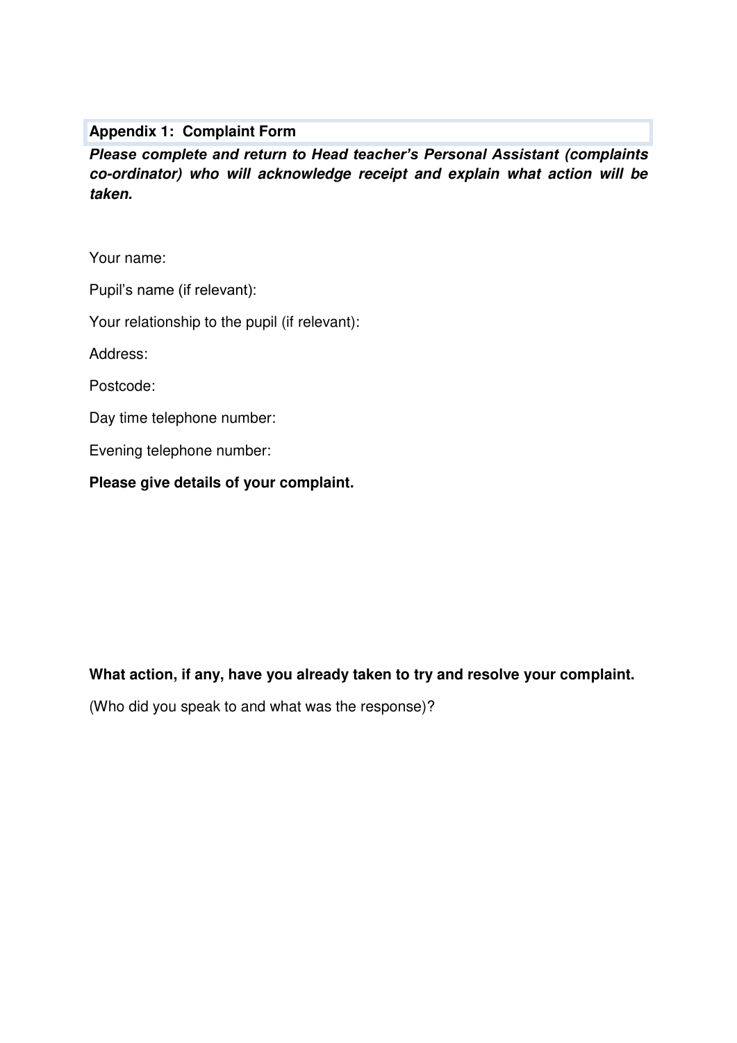## Appendix 1: Complaint Form

***Please complete and return to Head teacher's Personal Assistant (complaints co-ordinator) who will acknowledge receipt and explain what action will be taken.***

Your name:

Pupil's name (if relevant):

Your relationship to the pupil (if relevant):

Address:

Postcode:

Day time telephone number:

Evening telephone number:

**Please give details of your complaint.**

**What action, if any, have you already taken to try and resolve your complaint.**

(Who did you speak to and what was the response)?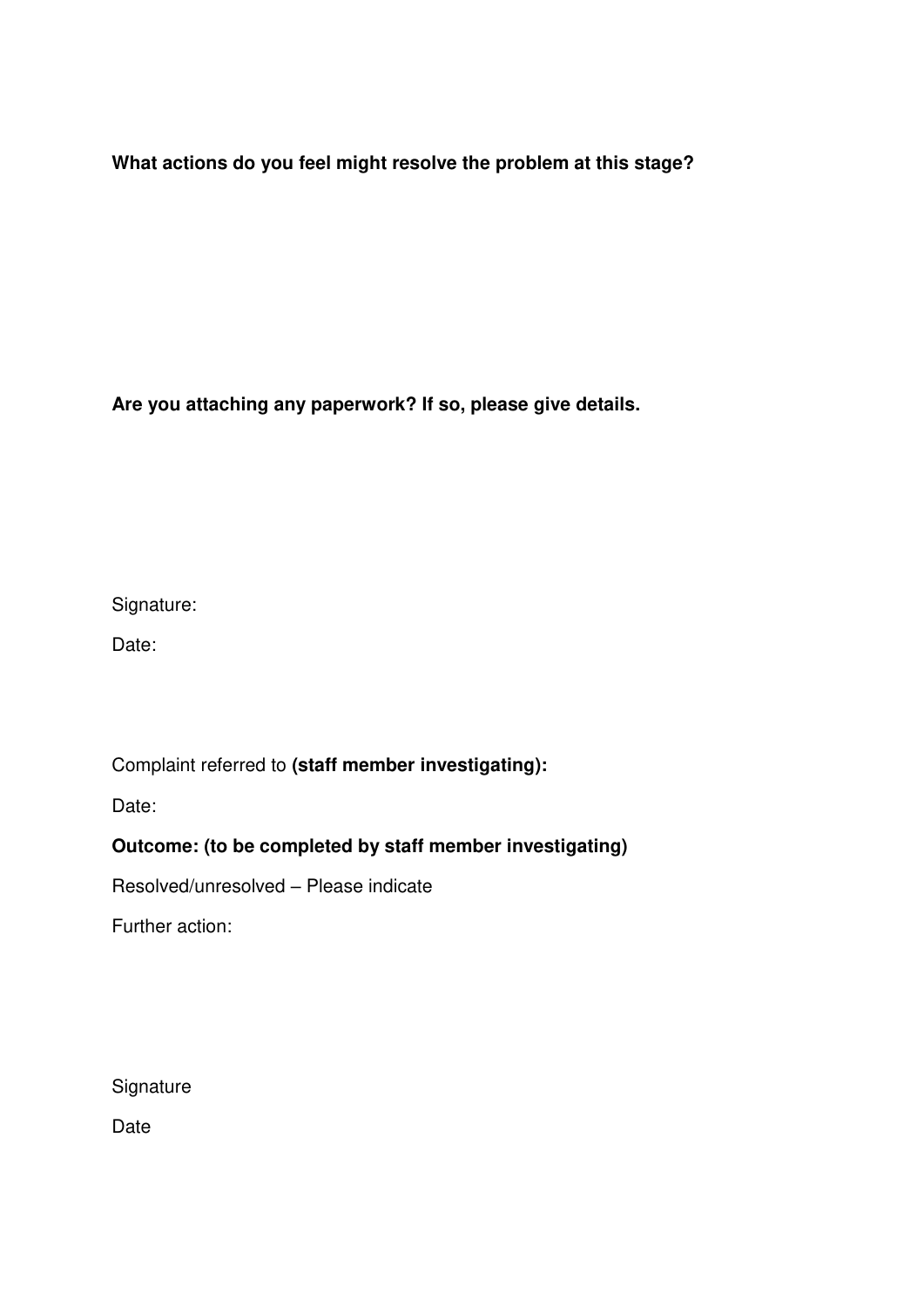**What actions do you feel might resolve the problem at this stage?**

**Are you attaching any paperwork? If so, please give details.**

Signature:

Date:

Complaint referred to **(staff member investigating):**

Date:

**Outcome: (to be completed by staff member investigating)**

Resolved/unresolved – Please indicate

Further action:

Signature

Date